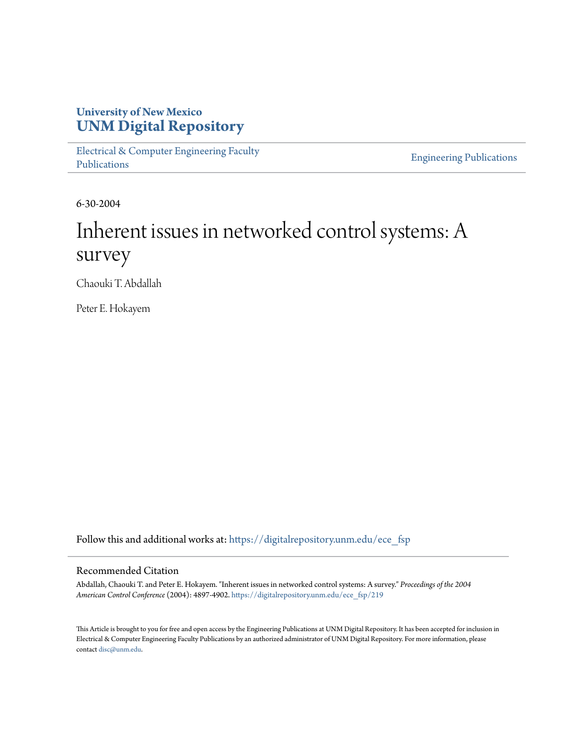# University of New Mexico
# UNM Digital Repository

Electrical & Computer Engineering Faculty Publications

Engineering Publications

6-30-2004

# Inherent issues in networked control systems: A survey

Chaouki T. Abdallah

Peter E. Hokayem

Follow this and additional works at: https://digitalrepository.unm.edu/ece_fsp

## Recommended Citation

Abdallah, Chaouki T. and Peter E. Hokayem. "Inherent issues in networked control systems: A survey." *Proceedings of the 2004 American Control Conference* (2004): 4897-4902. https://digitalrepository.unm.edu/ece_fsp/219

This Article is brought to you for free and open access by the Engineering Publications at UNM Digital Repository. It has been accepted for inclusion in Electrical & Computer Engineering Faculty Publications by an authorized administrator of UNM Digital Repository. For more information, please contact disc@unm.edu.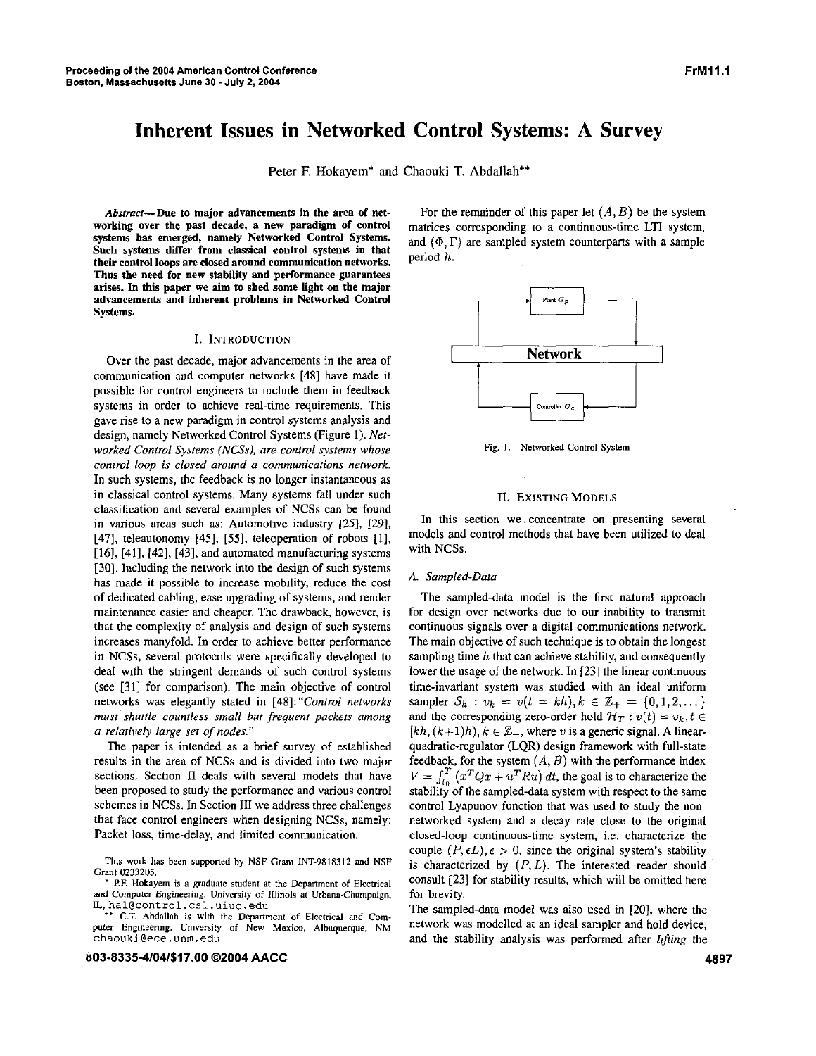# Inherent Issues in Networked Control Systems: A Survey

Peter F. Hokayem* and Chaouki T. Abdallah**

***Abstract*— Due to major advancements in the area of networking over the past decade, a new paradigm of control systems has emerged, namely Networked Control Systems. Such systems differ from classical control systems in that their control loops are closed around communication networks. Thus the need for new stability and performance guarantees arises. In this paper we aim to shed some light on the major advancements and inherent problems in Networked Control Systems.**

## I. Introduction

Over the past decade, major advancements in the area of communication and computer networks [48] have made it possible for control engineers to include them in feedback systems in order to achieve real-time requirements. This gave rise to a new paradigm in control systems analysis and design, namely Networked Control Systems (Figure 1). *Networked Control Systems (NCSs), are control systems whose control loop is closed around a communications network.* In such systems, the feedback is no longer instantaneous as in classical control systems. Many systems fall under such classification and several examples of NCSs can be found in various areas such as: Automotive industry [25], [29], [47], teleautonomy [45], [55], teleoperation of robots [1], [16], [41], [42], [43], and automated manufacturing systems [30]. Including the network into the design of such systems has made it possible to increase mobility, reduce the cost of dedicated cabling, ease upgrading of systems, and render maintenance easier and cheaper. The drawback, however, is that the complexity of analysis and design of such systems increases manyfold. In order to achieve better performance in NCSs, several protocols were specifically developed to deal with the stringent demands of such control systems (see [31] for comparison). The main objective of control networks was elegantly stated in [48]: "*Control networks must shuttle countless small but frequent packets among a relatively large set of nodes.*"

The paper is intended as a brief survey of established results in the area of NCSs and is divided into two major sections. Section II deals with several models that have been proposed to study the performance and various control schemes in NCSs. In Section III we address three challenges that face control engineers when designing NCSs, namely: Packet loss, time-delay, and limited communication.

This work has been supported by NSF Grant INT-9818312 and NSF Grant 0233205.

* P.F. Hokayem is a graduate student at the Department of Electrical and Computer Engineering, University of Illinois at Urbana-Champaign, IL, hal@control.csl.uiuc.edu

** C.T. Abdallah is with the Department of Electrical and Computer Engineering, University of New Mexico, Albuquerque, NM chaouki@ece.unm.edu

For the remainder of this paper let $(A, B)$ be the system matrices corresponding to a continuous-time LTI system, and $(\Phi, \Gamma)$ are sampled system counterparts with a sample period $h$.

Plant $G_p$

Network

Controller $G_c$

Fig. 1. Networked Control System

## II. Existing Models

In this section we concentrate on presenting several models and control methods that have been utilized to deal with NCSs.

### A. Sampled-Data

The sampled-data model is the first natural approach for design over networks due to our inability to transmit continuous signals over a digital communications network. The main objective of such technique is to obtain the longest sampling time $h$ that can achieve stability, and consequently lower the usage of the network. In [23] the linear continuous time-invariant system was studied with an ideal uniform sampler $S_h : v_k = v(t = kh), k \in \mathbb{Z}_+ = \{0, 1, 2, \dots\}$ and the corresponding zero-order hold $\mathcal{H}_T : v(t) = v_k, t \in [kh, (k+1)h), k \in \mathbb{Z}_+$, where $v$ is a generic signal. A linear-quadratic-regulator (LQR) design framework with full-state feedback, for the system $(A, B)$ with the performance index $V = \int_{t_0}^{T} \left(x^T Q x + u^T R u\right) dt$, the goal is to characterize the stability of the sampled-data system with respect to the same control Lyapunov function that was used to study the non-networked system and a decay rate close to the original closed-loop continuous-time system, i.e. characterize the couple $(P, \epsilon L), \epsilon > 0$, since the original system's stability is characterized by $(P, L)$. The interested reader should consult [23] for stability results, which will be omitted here for brevity.

The sampled-data model was also used in [20], where the network was modelled at an ideal sampler and hold device, and the stability analysis was performed after *lifting* the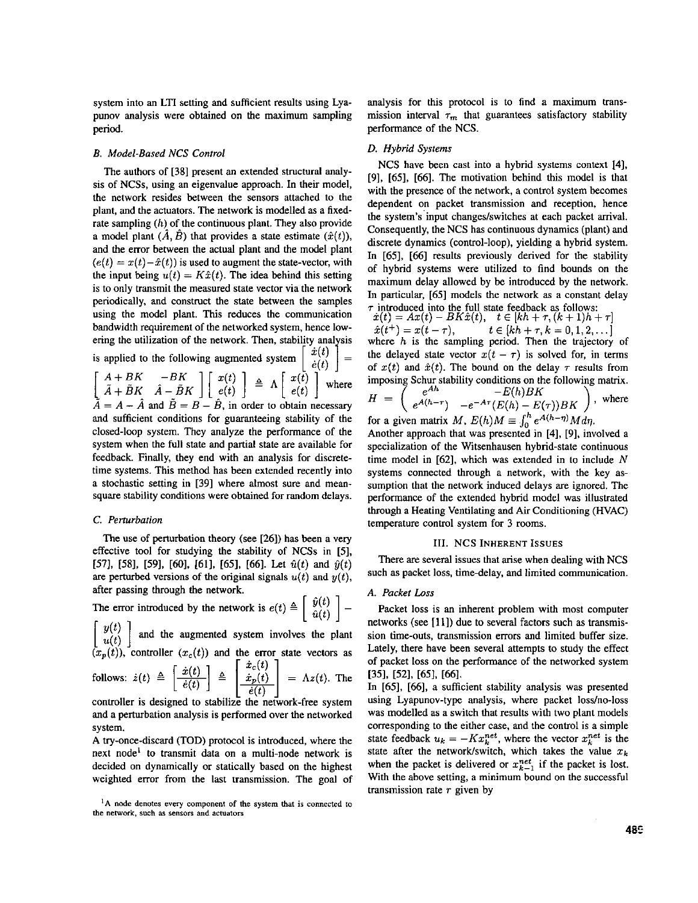system into an LTI setting and sufficient results using Lyapunov analysis were obtained on the maximum sampling period.

### B. Model-Based NCS Control

The authors of [38] present an extended structural analysis of NCSs, using an eigenvalue approach. In their model, the network resides between the sensors attached to the plant, and the actuators. The network is modelled as a fixed-rate sampling ($h$) of the continuous plant. They also provide a model plant ($\hat{A}, \hat{B}$) that provides a state estimate ($\hat{x}(t)$), and the error between the actual plant and the model plant ($e(t) = x(t) - \hat{x}(t)$) is used to augment the state-vector, with the input being $u(t) = K\hat{x}(t)$. The idea behind this setting is to only transmit the measured state vector via the network periodically, and construct the state between the samples using the model plant. This reduces the communication bandwidth requirement of the networked system, hence lowering the utilization of the network. Then, stability analysis is applied to the following augmented system $\begin{bmatrix} \dot{x}(t) \\ \dot{e}(t) \end{bmatrix} = \begin{bmatrix} A+BK & -BK \\ \tilde{A}+\tilde{B}K & \hat{A}-\tilde{B}K \end{bmatrix} \begin{bmatrix} x(t) \\ e(t) \end{bmatrix} \triangleq \Lambda \begin{bmatrix} x(t) \\ e(t) \end{bmatrix}$ where $\tilde{A} = A - \hat{A}$ and $\tilde{B} = B - \hat{B}$, in order to obtain necessary and sufficient conditions for guaranteeing stability of the closed-loop system. They analyze the performance of the system when the full state and partial state are available for feedback. Finally, they end with an analysis for discrete-time systems. This method has been extended recently into a stochastic setting in [39] where almost sure and mean-square stability conditions were obtained for random delays.

### C. Perturbation

The use of perturbation theory (see [26]) has been a very effective tool for studying the stability of NCSs in [5], [57], [58], [59], [60], [61], [65], [66]. Let $\hat{u}(t)$ and $\hat{y}(t)$ are perturbed versions of the original signals $u(t)$ and $y(t)$, after passing through the network.

The error introduced by the network is $e(t) \triangleq \begin{bmatrix} \hat{y}(t) \\ \hat{u}(t) \end{bmatrix} - \begin{bmatrix} y(t) \\ u(t) \end{bmatrix}$ and the augmented system involves the plant ($x_p(t)$), controller ($x_c(t)$) and the error state vectors as follows: $\dot{z}(t) \triangleq \begin{bmatrix} \dot{x}(t) \\ \hline \dot{e}(t) \end{bmatrix} \triangleq \begin{bmatrix} \dot{x}_c(t) \\ \dot{x}_p(t) \\ \hline \dot{e}(t) \end{bmatrix} = \Lambda z(t)$. The controller is designed to stabilize the network-free system and a perturbation analysis is performed over the networked system.

A try-once-discard (TOD) protocol is introduced, where the next node[1] to transmit data on a multi-node network is decided on dynamically or statically based on the highest weighted error from the last transmission. The goal of analysis for this protocol is to find a maximum transmission interval $\tau_m$ that guarantees satisfactory stability performance of the NCS.

### D. Hybrid Systems

NCS have been cast into a hybrid systems context [4], [9], [65], [66]. The motivation behind this model is that with the presence of the network, a control system becomes dependent on packet transmission and reception, hence the system's input changes/switches at each packet arrival. Consequently, the NCS has continuous dynamics (plant) and discrete dynamics (control-loop), yielding a hybrid system. In [65], [66] results previously derived for the stability of hybrid systems were utilized to find bounds on the maximum delay allowed by be introduced by the network. In particular, [65] models the network as a constant delay $\tau$ introduced into the full state feedback as follows:

$$\dot{x}(t) = Ax(t) - BK\hat{x}(t), \quad t \in [kh+\tau, (k+1)h+\tau]$$
$$\hat{x}(t^+) = x(t-\tau), \quad t \in [kh+\tau, k = 0, 1, 2, \ldots]$$

where $h$ is the sampling period. Then the trajectory of the delayed state vector $x(t-\tau)$ is solved for, in terms of $x(t)$ and $\hat{x}(t)$. The bound on the delay $\tau$ results from imposing Schur stability conditions on the following matrix.

$$H = \begin{pmatrix} e^{Ah} & -E(h)BK \\ e^{A(h-\tau)} & -e^{-A\tau}(E(h) - E(\tau))BK \end{pmatrix}, \text{ where}$$

for a given matrix $M$, $E(h)M \equiv \int_0^h e^{A(h-\eta)} M d\eta$.

Another approach that was presented in [4], [9], involved a specialization of the Witsenhausen hybrid-state continuous time model in [62], which was extended in to include $N$ systems connected through a network, with the key assumption that the network induced delays are ignored. The performance of the extended hybrid model was illustrated through a Heating Ventilating and Air Conditioning (HVAC) temperature control system for 3 rooms.

## III. NCS Inherent Issues

There are several issues that arise when dealing with NCS such as packet loss, time-delay, and limited communication.

### A. Packet Loss

Packet loss is an inherent problem with most computer networks (see [11]) due to several factors such as transmission time-outs, transmission errors and limited buffer size. Lately, there have been several attempts to study the effect of packet loss on the performance of the networked system [35], [52], [65], [66].

In [65], [66], a sufficient stability analysis was presented using Lyapunov-type analysis, where packet loss/no-loss was modelled as a switch that results with two plant models corresponding to the either case, and the control is a simple state feedback $u_k = -Kx_k^{net}$, where the vector $x_k^{net}$ is the state after the network/switch, which takes the value $x_k$ when the packet is delivered or $x_{k-1}^{net}$ if the packet is lost. With the above setting, a minimum bound on the successful transmission rate $r$ given by

[1] A node denotes every component of the system that is connected to the network, such as sensors and actuators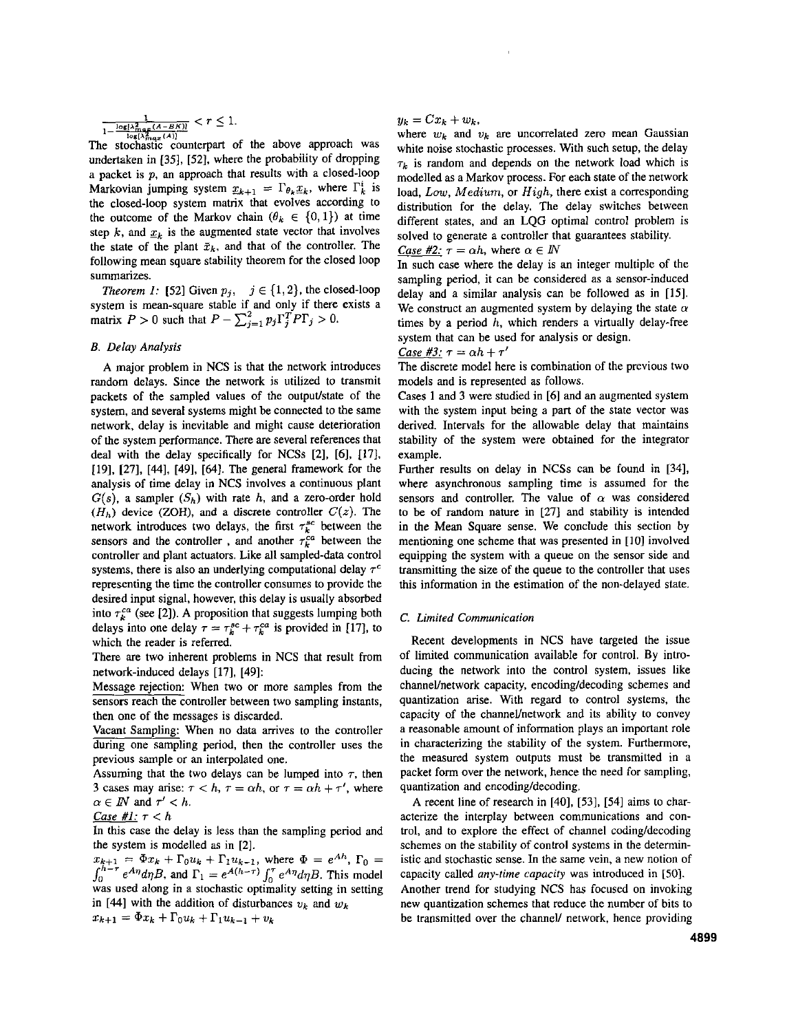$\frac{1}{1-\frac{\log[\lambda^2_{max}(A-BK)]}{\log[\lambda^2_{max}(A)]}} < r \leq 1.$

The stochastic counterpart of the above approach was undertaken in [35], [52], where the probability of dropping a packet is $p$, an approach that results with a closed-loop Markovian jumping system $\underline{x}_{k+1} = \Gamma_{\theta_k}\underline{x}_k$, where $\Gamma^i_k$ is the closed-loop system matrix that evolves according to the outcome of the Markov chain ($\theta_k \in \{0,1\}$) at time step $k$, and $\underline{x}_k$ is the augmented state vector that involves the state of the plant $\bar{x}_k$, and that of the controller. The following mean square stability theorem for the closed loop summarizes.

*Theorem 1:* [52] Given $p_j$, $j \in \{1,2\}$, the closed-loop system is mean-square stable if and only if there exists a matrix $P > 0$ such that $P - \sum_{j=1}^{2} p_j \Gamma_j^T P \Gamma_j > 0$.

### B. Delay Analysis

A major problem in NCS is that the network introduces random delays. Since the network is utilized to transmit packets of the sampled values of the output/state of the system, and several systems might be connected to the same network, delay is inevitable and might cause deterioration of the system performance. There are several references that deal with the delay specifically for NCSs [2], [6], [17], [19], [27], [44], [49], [64]. The general framework for the analysis of time delay in NCS involves a continuous plant $G(s)$, a sampler ($S_h$) with rate $h$, and a zero-order hold ($H_h$) device (ZOH), and a discrete controller $C(z)$. The network introduces two delays, the first $\tau_k^{sc}$ between the sensors and the controller , and another $\tau_k^{ca}$ between the controller and plant actuators. Like all sampled-data control systems, there is also an underlying computational delay $\tau^c$ representing the time the controller consumes to provide the desired input signal, however, this delay is usually absorbed into $\tau_k^{ca}$ (see [2]). A proposition that suggests lumping both delays into one delay $\tau = \tau_k^{sc} + \tau_k^{ca}$ is provided in [17], to which the reader is referred.

There are two inherent problems in NCS that result from network-induced delays [17], [49]:

Message rejection: When two or more samples from the sensors reach the controller between two sampling instants, then one of the messages is discarded.

Vacant Sampling: When no data arrives to the controller during one sampling period, then the controller uses the previous sample or an interpolated one.

Assuming that the two delays can be lumped into $\tau$, then 3 cases may arise: $\tau < h$, $\tau = \alpha h$, or $\tau = \alpha h + \tau'$, where $\alpha \in I\!N$ and $\tau' < h$.

Case #1: $\tau < h$

In this case the delay is less than the sampling period and the system is modelled as in [2].

$x_{k+1} = \Phi x_k + \Gamma_0 u_k + \Gamma_1 u_{k-1}$, where $\Phi = e^{Ah}$, $\Gamma_0 = \int_0^{h-\tau} e^{A\eta} d\eta B$, and $\Gamma_1 = e^{A(h-\tau)} \int_0^{\tau} e^{A\eta} d\eta B$. This model was used along in a stochastic optimality setting in setting in [44] with the addition of disturbances $v_k$ and $w_k$

$x_{k+1} = \Phi x_k + \Gamma_0 u_k + \Gamma_1 u_{k-1} + v_k$

$y_k = C x_k + w_k$,

where $w_k$ and $v_k$ are uncorrelated zero mean Gaussian white noise stochastic processes. With such setup, the delay $\tau_k$ is random and depends on the network load which is modelled as a Markov process. For each state of the network load, *Low*, *Medium*, or *High*, there exist a corresponding distribution for the delay. The delay switches between different states, and an LQG optimal control problem is solved to generate a controller that guarantees stability.

Case #2: $\tau = \alpha h$, where $\alpha \in I\!N$

In such case where the delay is an integer multiple of the sampling period, it can be considered as a sensor-induced delay and a similar analysis can be followed as in [15]. We construct an augmented system by delaying the state $\alpha$ times by a period $h$, which renders a virtually delay-free system that can be used for analysis or design.

Case #3: $\tau = \alpha h + \tau'$

The discrete model here is combination of the previous two models and is represented as follows.

Cases 1 and 3 were studied in [6] and an augmented system with the system input being a part of the state vector was derived. Intervals for the allowable delay that maintains stability of the system were obtained for the integrator example.

Further results on delay in NCSs can be found in [34], where asynchronous sampling time is assumed for the sensors and controller. The value of $\alpha$ was considered to be of random nature in [27] and stability is intended in the Mean Square sense. We conclude this section by mentioning one scheme that was presented in [10] involved equipping the system with a queue on the sensor side and transmitting the size of the queue to the controller that uses this information in the estimation of the non-delayed state.

### C. Limited Communication

Recent developments in NCS have targeted the issue of limited communication available for control. By introducing the network into the control system, issues like channel/network capacity, encoding/decoding schemes and quantization arise. With regard to control systems, the capacity of the channel/network and its ability to convey a reasonable amount of information plays an important role in characterizing the stability of the system. Furthermore, the measured system outputs must be transmitted in a packet form over the network, hence the need for sampling, quantization and encoding/decoding.

A recent line of research in [40], [53], [54] aims to characterize the interplay between communications and control, and to explore the effect of channel coding/decoding schemes on the stability of control systems in the deterministic and stochastic sense. In the same vein, a new notion of capacity called *any-time capacity* was introduced in [50].

Another trend for studying NCS has focused on invoking new quantization schemes that reduce the number of bits to be transmitted over the channel/ network, hence providing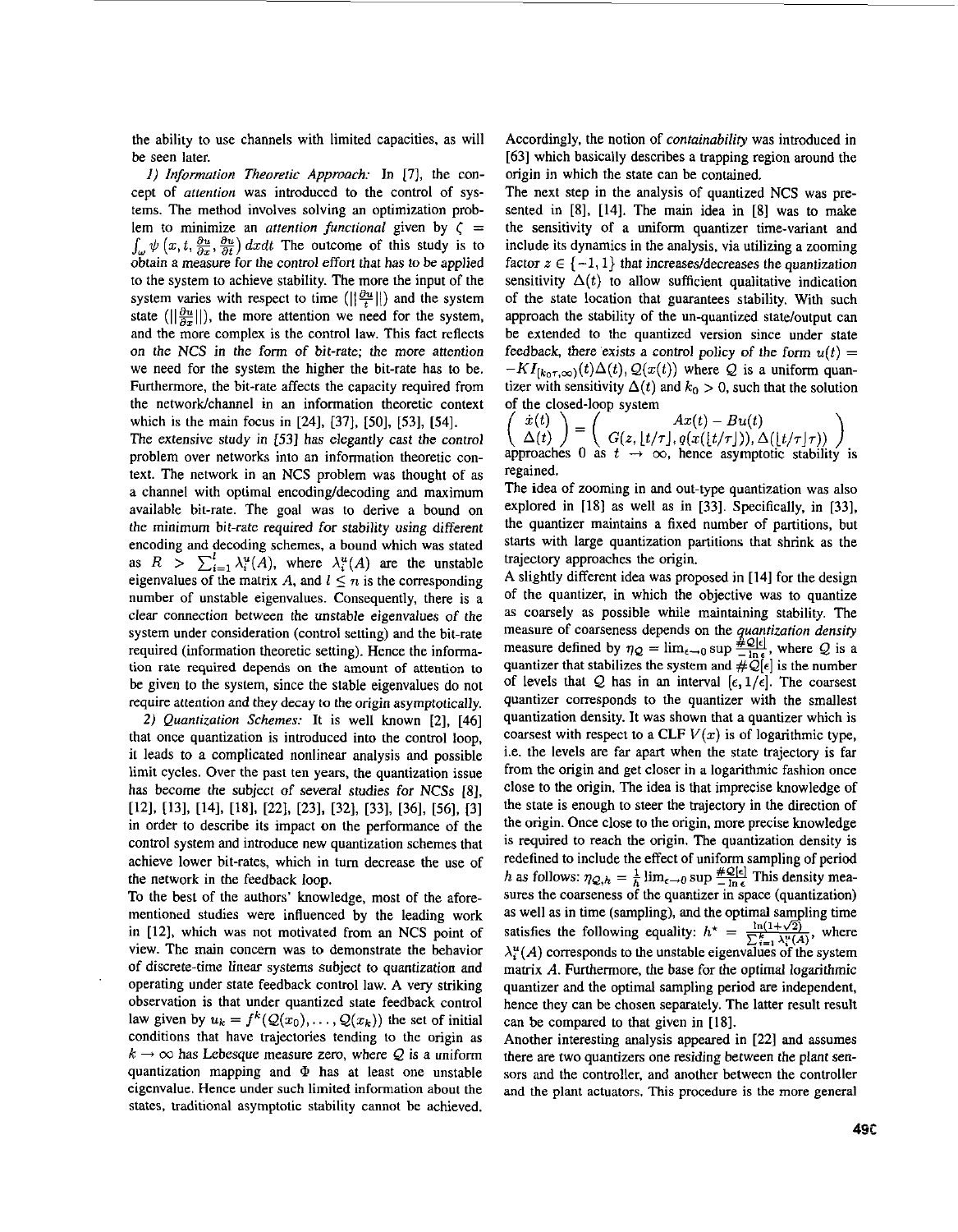the ability to use channels with limited capacities, as will be seen later.

*1) Information Theoretic Approach:* In [7], the concept of *attention* was introduced to the control of systems. The method involves solving an optimization problem to minimize an *attention functional* given by $\zeta = \int_{\omega} \psi\left(x, t, \frac{\partial u}{\partial x}, \frac{\partial u}{\partial t}\right) dx dt$ The outcome of this study is to obtain a measure for the control effort that has to be applied to the system to achieve stability. The more the input of the system varies with respect to time ($\|\frac{\partial u}{t}\|$) and the system state ($\|\frac{\partial u}{\partial x}\|$), the more attention we need for the system, and the more complex is the control law. This fact reflects on the NCS in the form of bit-rate; the more attention we need for the system the higher the bit-rate has to be. Furthermore, the bit-rate affects the capacity required from the network/channel in an information theoretic context which is the main focus in [24], [37], [50], [53], [54].

The extensive study in [53] has elegantly cast the control problem over networks into an information theoretic context. The network in an NCS problem was thought of as a channel with optimal encoding/decoding and maximum available bit-rate. The goal was to derive a bound on the minimum bit-rate required for stability using different encoding and decoding schemes, a bound which was stated as $R > \sum_{i=1}^{l} \lambda_i^u(A)$, where $\lambda_i^u(A)$ are the unstable eigenvalues of the matrix $A$, and $l \leq n$ is the corresponding number of unstable eigenvalues. Consequently, there is a clear connection between the unstable eigenvalues of the system under consideration (control setting) and the bit-rate required (information theoretic setting). Hence the information rate required depends on the amount of attention to be given to the system, since the stable eigenvalues do not require attention and they decay to the origin asymptotically.

*2) Quantization Schemes:* It is well known [2], [46] that once quantization is introduced into the control loop, it leads to a complicated nonlinear analysis and possible limit cycles. Over the past ten years, the quantization issue has become the subject of several studies for NCSs [8], [12], [13], [14], [18], [22], [23], [32], [33], [36], [56], [3] in order to describe its impact on the performance of the control system and introduce new quantization schemes that achieve lower bit-rates, which in turn decrease the use of the network in the feedback loop.

To the best of the authors' knowledge, most of the aforementioned studies were influenced by the leading work in [12], which was not motivated from an NCS point of view. The main concern was to demonstrate the behavior of discrete-time linear systems subject to quantization and operating under state feedback control law. A very striking observation is that under quantized state feedback control law given by $u_k = f^k(\mathcal{Q}(x_0), \ldots, \mathcal{Q}(x_k))$ the set of initial conditions that have trajectories tending to the origin as $k \to \infty$ has Lebesque measure zero, where $\mathcal{Q}$ is a uniform quantization mapping and $\Phi$ has at least one unstable eigenvalue. Hence under such limited information about the states, traditional asymptotic stability cannot be achieved. Accordingly, the notion of *containability* was introduced in [63] which basically describes a trapping region around the origin in which the state can be contained.

The next step in the analysis of quantized NCS was presented in [8], [14]. The main idea in [8] was to make the sensitivity of a uniform quantizer time-variant and include its dynamics in the analysis, via utilizing a zooming factor $z \in \{-1, 1\}$ that increases/decreases the quantization sensitivity $\Delta(t)$ to allow sufficient qualitative indication of the state location that guarantees stability. With such approach the stability of the un-quantized state/output can be extended to the quantized version since under state feedback, there exists a control policy of the form $u(t) = -KI_{[k_0\tau,\infty)}(t)\Delta(t), \mathcal{Q}(x(t))$ where $\mathcal{Q}$ is a uniform quantizer with sensitivity $\Delta(t)$ and $k_0 > 0$, such that the solution of the closed-loop system

$$\begin{pmatrix} \dot{x}(t) \\ \Delta(t) \end{pmatrix} = \begin{pmatrix} Ax(t) - Bu(t) \\ G(z, \lfloor t/\tau \rfloor, q(x(\lfloor t/\tau \rfloor)), \Delta(\lfloor t/\tau \rfloor \tau)) \end{pmatrix}$$

approaches 0 as $t \to \infty$, hence asymptotic stability is regained.

The idea of zooming in and out-type quantization was also explored in [18] as well as in [33]. Specifically, in [33], the quantizer maintains a fixed number of partitions, but starts with large quantization partitions that shrink as the trajectory approaches the origin.

A slightly different idea was proposed in [14] for the design of the quantizer, in which the objective was to quantize as coarsely as possible while maintaining stability. The measure of coarseness depends on the *quantization density* measure defined by $\eta_{\mathcal{Q}} = \lim_{\epsilon \to 0} \sup \frac{\#\mathcal{Q}[\epsilon]}{-\ln \epsilon}$, where $\mathcal{Q}$ is a quantizer that stabilizes the system and $\#\mathcal{Q}[\epsilon]$ is the number of levels that $\mathcal{Q}$ has in an interval $[\epsilon, 1/\epsilon]$. The coarsest quantizer corresponds to the quantizer with the smallest quantization density. It was shown that a quantizer which is coarsest with respect to a CLF $V(x)$ is of logarithmic type, i.e. the levels are far apart when the state trajectory is far from the origin and get closer in a logarithmic fashion once close to the origin. The idea is that imprecise knowledge of the state is enough to steer the trajectory in the direction of the origin. Once close to the origin, more precise knowledge is required to reach the origin. The quantization density is redefined to include the effect of uniform sampling of period $h$ as follows: $\eta_{\mathcal{Q},h} = \frac{1}{h} \lim_{\epsilon \to 0} \sup \frac{\#\mathcal{Q}[\epsilon]}{-\ln \epsilon}$ This density measures the coarseness of the quantizer in space (quantization) as well as in time (sampling), and the optimal sampling time satisfies the following equality: $h^* = \frac{\ln(1+\sqrt{2})}{\sum_{i=1}^{k} \lambda_i^u(A)}$, where $\lambda_i^u(A)$ corresponds to the unstable eigenvalues of the system matrix $A$. Furthermore, the base for the optimal logarithmic quantizer and the optimal sampling period are independent, hence they can be chosen separately. The latter result result can be compared to that given in [18].

Another interesting analysis appeared in [22] and assumes there are two quantizers one residing between the plant sensors and the controller, and another between the controller and the plant actuators. This procedure is the more general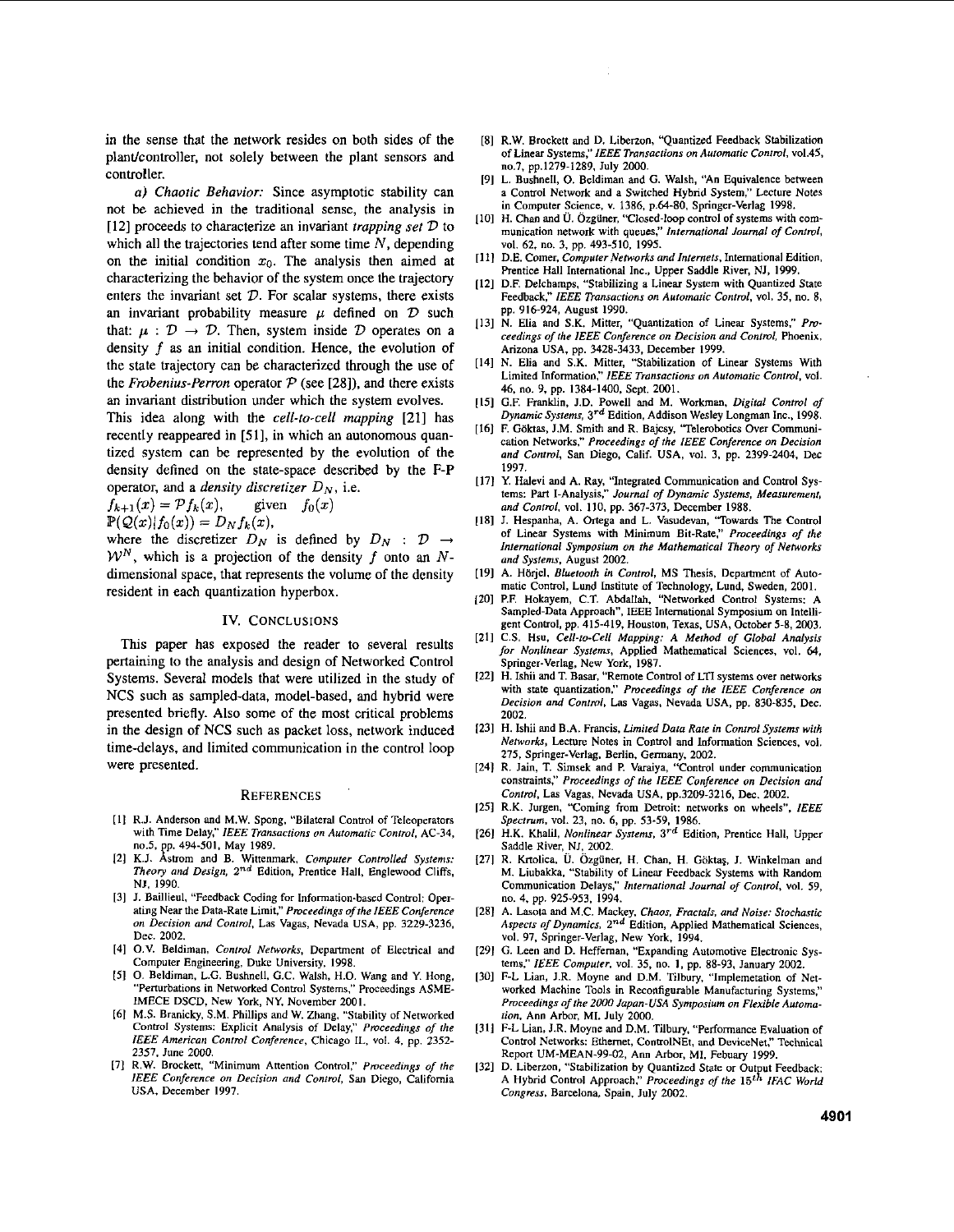in the sense that the network resides on both sides of the plant/controller, not solely between the plant sensors and controller.

*a) Chaotic Behavior:* Since asymptotic stability can not be achieved in the traditional sense, the analysis in [12] proceeds to characterize an invariant *trapping set* $\mathcal{D}$ to which all the trajectories tend after some time $N$, depending on the initial condition $x_0$. The analysis then aimed at characterizing the behavior of the system once the trajectory enters the invariant set $\mathcal{D}$. For scalar systems, there exists an invariant probability measure $\mu$ defined on $\mathcal{D}$ such that: $\mu : \mathcal{D} \to \mathcal{D}$. Then, system inside $\mathcal{D}$ operates on a density $f$ as an initial condition. Hence, the evolution of the state trajectory can be characterized through the use of the *Frobenius-Perron* operator $\mathcal{P}$ (see [28]), and there exists an invariant distribution under which the system evolves.

This idea along with the *cell-to-cell mapping* [21] has recently reappeared in [51], in which an autonomous quantized system can be represented by the evolution of the density defined on the state-space described by the F-P operator, and a *density discretizer* $D_N$, i.e.

$f_{k+1}(x) = \mathcal{P}f_k(x), \quad$ given $\quad f_0(x)$

$\mathbb{P}(\mathcal{Q}(x)|f_0(x)) = D_N f_k(x),$

where the discretizer $D_N$ is defined by $D_N : \mathcal{D} \to \mathcal{W}^N$, which is a projection of the density $f$ onto an $N$-dimensional space, that represents the volume of the density resident in each quantization hyperbox.

## IV. Conclusions

This paper has exposed the reader to several results pertaining to the analysis and design of Networked Control Systems. Several models that were utilized in the study of NCS such as sampled-data, model-based, and hybrid were presented briefly. Also some of the most critical problems in the design of NCS such as packet loss, network induced time-delays, and limited communication in the control loop were presented.

## References

[1] R.J. Anderson and M.W. Spong, "Bilateral Control of Teleoperators with Time Delay," *IEEE Transactions on Automatic Control*, AC-34, no.5, pp. 494-501, May 1989.

[2] K.J. Åstrom and B. Wittenmark, *Computer Controlled Systems: Theory and Design*, $2^{nd}$ Edition, Prentice Hall, Englewood Cliffs, NJ, 1990.

[3] J. Baillieul, "Feedback Coding for Information-based Control: Operating Near the Data-Rate Limit," *Proceedings of the IEEE Conference on Decision and Control*, Las Vagas, Nevada USA, pp. 3229-3236, Dec. 2002.

[4] O.V. Beldiman, *Control Networks*, Department of Electrical and Computer Engineering, Duke University, 1998.

[5] O. Beldiman, L.G. Bushnell, G.C. Walsh, H.O. Wang and Y. Hong, "Perturbations in Networked Control Systems," Proceedings ASME-IMECE DSCD, New York, NY, November 2001.

[6] M.S. Branicky, S.M. Phillips and W. Zhang, "Stability of Networked Control Systems: Explicit Analysis of Delay," *Proceedings of the IEEE American Control Conference*, Chicago IL, vol. 4, pp. 2352-2357, June 2000.

[7] R.W. Brockett, "Minimum Attention Control," *Proceedings of the IEEE Conference on Decision and Control*, San Diego, California USA, December 1997.

[8] R.W. Brockett and D. Liberzon, "Quantized Feedback Stabilization of Linear Systems," *IEEE Transactions on Automatic Control*, vol.45, no.7, pp.1279-1289, July 2000.

[9] L. Bushnell, O. Beldiman and G. Walsh, "An Equivalence between a Control Network and a Switched Hybrid System," Lecture Notes in Computer Science, v. 1386, p.64-80, Springer-Verlag 1998.

[10] H. Chan and Ü. Özgüner, "Closed-loop control of systems with communication network with queues," *International Journal of Control*, vol. 62, no. 3, pp. 493-510, 1995.

[11] D.E. Comer, *Computer Networks and Internets*, International Edition, Prentice Hall International Inc., Upper Saddle River, NJ, 1999.

[12] D.F. Delchamps, "Stabilizing a Linear System with Quantized State Feedback," *IEEE Transactions on Automatic Control*, vol. 35, no. 8, pp. 916-924, August 1990.

[13] N. Elia and S.K. Mitter, "Quantization of Linear Systems," *Proceedings of the IEEE Conference on Decision and Control*, Phoenix, Arizona USA, pp. 3428-3433, December 1999.

[14] N. Elia and S.K. Mitter, "Stabilization of Linear Systems With Limited Information," *IEEE Transactions on Automatic Control*, vol. 46, no. 9, pp. 1384-1400, Sept. 2001.

[15] G.F. Franklin, J.D. Powell and M. Workman, *Digital Control of Dynamic Systems*, $3^{rd}$ Edition, Addison Wesley Longman Inc., 1998.

[16] F. Göktas, J.M. Smith and R. Bajcsy, "Telerobotics Over Communication Networks," *Proceedings of the IEEE Conference on Decision and Control*, San Diego, Calif. USA, vol. 3, pp. 2399-2404, Dec 1997.

[17] Y. Halevi and A. Ray, "Integrated Communication and Control Systems: Part I-Analysis," *Journal of Dynamic Systems, Measurement, and Control*, vol. 110, pp. 367-373, December 1988.

[18] J. Hespanha, A. Ortega and L. Vasudevan, "Towards The Control of Linear Systems with Minimum Bit-Rate," *Proceedings of the International Symposium on the Mathematical Theory of Networks and Systems*, August 2002.

[19] A. Hörjel, *Bluetooth in Control*, MS Thesis, Department of Automatic Control, Lund Institute of Technology, Lund, Sweden, 2001.

[20] P.F. Hokayem, C.T. Abdallah, "Networked Control Systems: A Sampled-Data Approach", IEEE International Symposium on Intelligent Control, pp. 415-419, Houston, Texas, USA, October 5-8, 2003.

[21] C.S. Hsu, *Cell-to-Cell Mapping: A Method of Global Analysis for Nonlinear Systems*, Applied Mathematical Sciences, vol. 64, Springer-Verlag, New York, 1987.

[22] H. Ishii and T. Basar, "Remote Control of LTI systems over networks with state quantization," *Proceedings of the IEEE Conference on Decision and Control*, Las Vagas, Nevada USA, pp. 830-835, Dec. 2002.

[23] H. Ishii and B.A. Francis, *Limited Data Rate in Control Systems with Networks*, Lecture Notes in Control and Information Sciences, vol. 275, Springer-Verlag, Berlin, Germany, 2002.

[24] R. Jain, T. Simsek and P. Varaiya, "Control under communication constraints," *Proceedings of the IEEE Conference on Decision and Control*, Las Vagas, Nevada USA, pp.3209-3216, Dec. 2002.

[25] R.K. Jurgen, "Coming from Detroit: networks on wheels", *IEEE Spectrum*, vol. 23, no. 6, pp. 53-59, 1986.

[26] H.K. Khalil, *Nonlinear Systems*, $3^{rd}$ Edition, Prentice Hall, Upper Saddle River, NJ, 2002.

[27] R. Krtolica, Ü. Özgüner, H. Chan, H. Göktaş, J. Winkelman and M. Liubakka, "Stability of Linear Feedback Systems with Random Communication Delays," *International Journal of Control*, vol. 59, no. 4, pp. 925-953, 1994.

[28] A. Lasota and M.C. Mackey, *Chaos, Fractals, and Noise: Stochastic Aspects of Dynamics*, $2^{nd}$ Edition, Applied Mathematical Sciences, vol. 97, Springer-Verlag, New York, 1994.

[29] G. Leen and D. Heffernan, "Expanding Automotive Electronic Systems," *IEEE Computer*, vol. 35, no. 1, pp. 88-93, January 2002.

[30] F-L Lian, J.R. Moyne and D.M. Tilbury, "Implemetation of Networked Machine Tools in Reconfigurable Manufacturing Systems," *Proceedings of the 2000 Japan-USA Symposium on Flexible Automation*, Ann Arbor, MI, July 2000.

[31] F-L Lian, J.R. Moyne and D.M. Tilbury, "Performance Evaluation of Control Networks: Ethernet, ControlNEt, and DeviceNet," Technical Report UM-MEAN-99-02, Ann Arbor, MI, Febuary 1999.

[32] D. Liberzon, "Stabilization by Quantized State or Output Feedback: A Hybrid Control Approach," *Proceedings of the $15^{th}$ IFAC World Congress*, Barcelona, Spain, July 2002.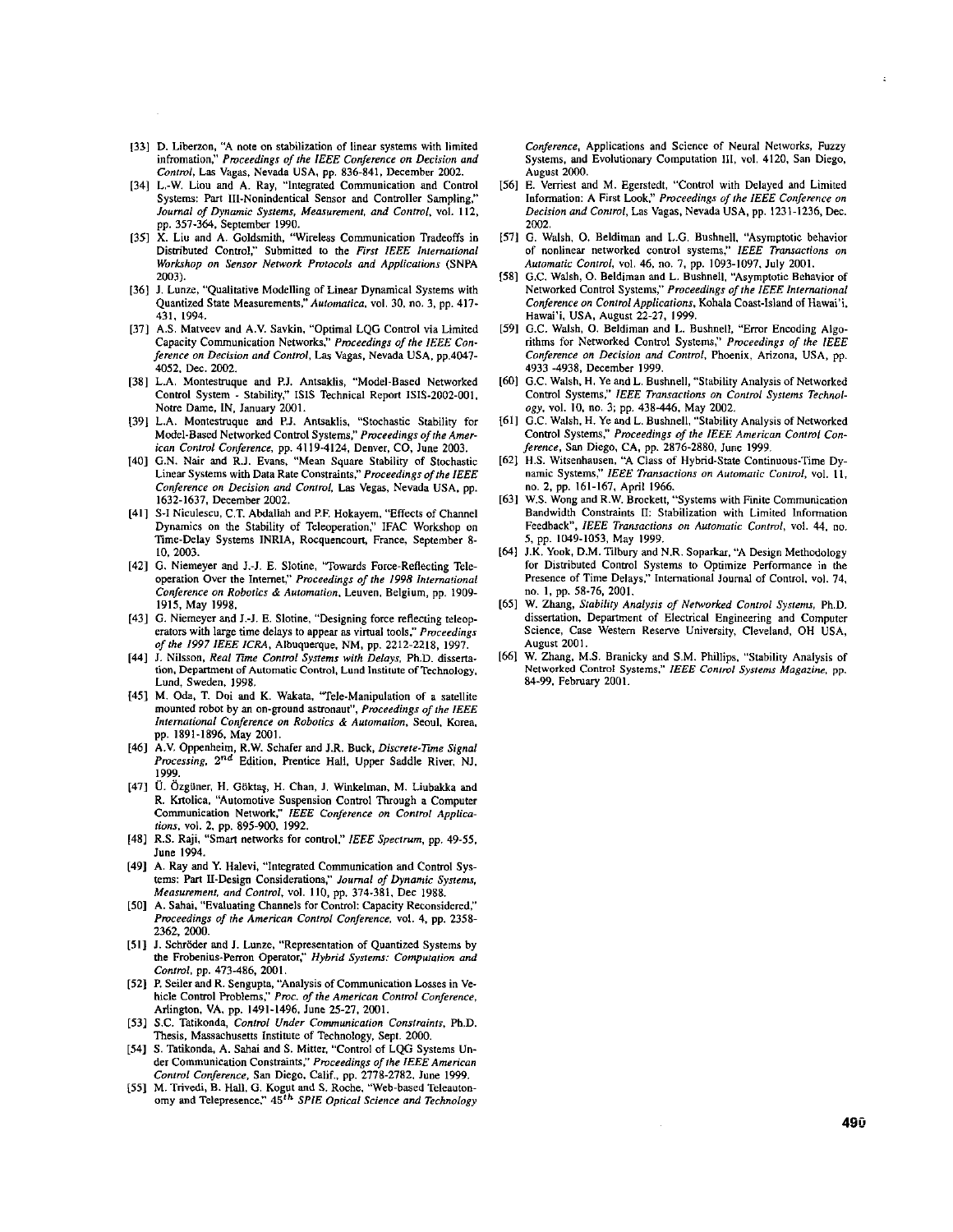[33] D. Liberzon, "A note on stabilization of linear systems with limited infromation," *Proceedings of the IEEE Conference on Decision and Control*, Las Vagas, Nevada USA, pp. 836-841, December 2002.

[34] L.-W. Liou and A. Ray, "Integrated Communication and Control Systems: Part III-Nonindentical Sensor and Controller Sampling," *Journal of Dynamic Systems, Measurement, and Control*, vol. 112, pp. 357-364, September 1990.

[35] X. Liu and A. Goldsmith, "Wireless Communication Tradeoffs in Distributed Control," Submitted to the *First IEEE International Workshop on Sensor Network Protocols and Applications* (SNPA 2003).

[36] J. Lunze, "Qualitative Modelling of Linear Dynamical Systems with Quantized State Measurements," *Automatica*, vol. 30, no. 3, pp. 417-431, 1994.

[37] A.S. Matveev and A.V. Savkin, "Optimal LQG Control via Limited Capacity Communication Networks," *Proceedings of the IEEE Conference on Decision and Control*, Las Vagas, Nevada USA, pp.4047-4052, Dec. 2002.

[38] L.A. Montestruque and P.J. Antsaklis, "Model-Based Networked Control System - Stability," ISIS Technical Report ISIS-2002-001, Notre Dame, IN, January 2001.

[39] L.A. Montestruque and P.J. Antsaklis, "Stochastic Stability for Model-Based Networked Control Systems," *Proceedings of the American Control Conference*, pp. 4119-4124, Denver, CO, June 2003.

[40] G.N. Nair and R.J. Evans, "Mean Square Stability of Stochastic Linear Systems with Data Rate Constraints," *Proceedings of the IEEE Conference on Decision and Control*, Las Vegas, Nevada USA, pp. 1632-1637, December 2002.

[41] S-I Niculescu, C.T. Abdallah and P.F. Hokayem, "Effects of Channel Dynamics on the Stability of Teleoperation," IFAC Workshop on Time-Delay Systems INRIA, Rocquencourt, France, September 8-10, 2003.

[42] G. Niemeyer and J.-J. E. Slotine, "Towards Force-Reflecting Teleoperation Over the Internet," *Proceedings of the 1998 International Conference on Robotics & Automation*, Leuven, Belgium, pp. 1909-1915, May 1998.

[43] G. Niemeyer and J.-J. E. Slotine, "Designing force reflecting teleoperators with large time delays to appear as virtual tools," *Proceedings of the 1997 IEEE ICRA*, Albuquerque, NM, pp. 2212-2218, 1997.

[44] J. Nilsson, *Real Time Control Systems with Delays*, Ph.D. dissertation, Department of Automatic Control, Lund Institute of Technology, Lund, Sweden, 1998.

[45] M. Oda, T. Doi and K. Wakata, "Tele-Manipulation of a satellite mounted robot by an on-ground astronaut", *Proceedings of the IEEE International Conference on Robotics & Automation*, Seoul, Korea, pp. 1891-1896, May 2001.

[46] A.V. Oppenheim, R.W. Schafer and J.R. Buck, *Discrete-Time Signal Processing*, $2^{nd}$ Edition, Prentice Hall, Upper Saddle River, NJ, 1999.

[47] Ü. Özgüner, H. Göktaş, H. Chan, J. Winkelman, M. Liubakka and R. Krtolica, "Automotive Suspension Control Through a Computer Communication Network," *IEEE Conference on Control Applications*, vol. 2, pp. 895-900, 1992.

[48] R.S. Raji, "Smart networks for control," *IEEE Spectrum*, pp. 49-55, June 1994.

[49] A. Ray and Y. Halevi, "Integrated Communication and Control Systems: Part II-Design Considerations," *Journal of Dynamic Systems, Measurement, and Control*, vol. 110, pp. 374-381, Dec 1988.

[50] A. Sahai, "Evaluating Channels for Control: Capacity Reconsidered," *Proceedings of the American Control Conference*, vol. 4, pp. 2358-2362, 2000.

[51] J. Schröder and J. Lunze, "Representation of Quantized Systems by the Frobenius-Perron Operator," *Hybrid Systems: Computation and Control*, pp. 473-486, 2001.

[52] P. Seiler and R. Sengupta, "Analysis of Communication Losses in Vehicle Control Problems," *Proc. of the American Control Conference*, Arlington, VA, pp. 1491-1496, June 25-27, 2001.

[53] S.C. Tatikonda, *Control Under Communication Constraints*, Ph.D. Thesis, Massachusetts Institute of Technology, Sept. 2000.

[54] S. Tatikonda, A. Sahai and S. Mitter, "Control of LQG Systems Under Communication Constraints," *Proceedings of the IEEE American Control Conference*, San Diego, Calif., pp. 2778-2782, June 1999.

[55] M. Trivedi, B. Hall, G. Kogut and S. Roche, "Web-based Teleautonomy and Telepresence," $45^{th}$ *SPIE Optical Science and Technology Conference*, Applications and Science of Neural Networks, Fuzzy Systems, and Evolutionary Computation III, vol. 4120, San Diego, August 2000.

[56] E. Verriest and M. Egerstedt, "Control with Delayed and Limited Information: A First Look," *Proceedings of the IEEE Conference on Decision and Control*, Las Vegas, Nevada USA, pp. 1231-1236, Dec. 2002.

[57] G. Walsh, O. Beldiman and L.G. Bushnell, "Asymptotic behavior of nonlinear networked control systems," *IEEE Transactions on Automatic Control*, vol. 46, no. 7, pp. 1093-1097, July 2001.

[58] G.C. Walsh, O. Beldiman and L. Bushnell, "Asymptotic Behavior of Networked Control Systems," *Proceedings of the IEEE International Conference on Control Applications*, Kohala Coast-Island of Hawai'i, Hawai'i, USA, August 22-27, 1999.

[59] G.C. Walsh, O. Beldiman and L. Bushnell, "Error Encoding Algorithms for Networked Control Systems," *Proceedings of the IEEE Conference on Decision and Control*, Phoenix, Arizona, USA, pp. 4933 -4938, December 1999.

[60] G.C. Walsh, H. Ye and L. Bushnell, "Stability Analysis of Networked Control Systems," *IEEE Transactions on Control Systems Technology*, vol. 10, no. 3; pp. 438-446, May 2002.

[61] G.C. Walsh, H. Ye and L. Bushnell, "Stability Analysis of Networked Control Systems," *Proceedings of the IEEE American Control Conference*, San Diego, CA, pp. 2876-2880, June 1999.

[62] H.S. Witsenhausen, "A Class of Hybrid-State Continuous-Time Dynamic Systems," *IEEE Transactions on Automatic Control*, vol. 11, no. 2, pp. 161-167, April 1966.

[63] W.S. Wong and R.W. Brockett, "Systems with Finite Communication Bandwidth Constraints II: Stabilization with Limited Information Feedback", *IEEE Transactions on Automatic Control*, vol. 44, no. 5, pp. 1049-1053, May 1999.

[64] J.K. Yook, D.M. Tilbury and N.R. Soparkar, "A Design Methodology for Distributed Control Systems to Optimize Performance in the Presence of Time Delays," International Journal of Control, vol. 74, no. 1, pp. 58-76, 2001.

[65] W. Zhang, *Stability Analysis of Networked Control Systems*, Ph.D. dissertation, Department of Electrical Engineering and Computer Science, Case Western Reserve University, Cleveland, OH USA, August 2001.

[66] W. Zhang, M.S. Branicky and S.M. Phillips, "Stability Analysis of Networked Control Systems," *IEEE Control Systems Magazine*, pp. 84-99, February 2001.